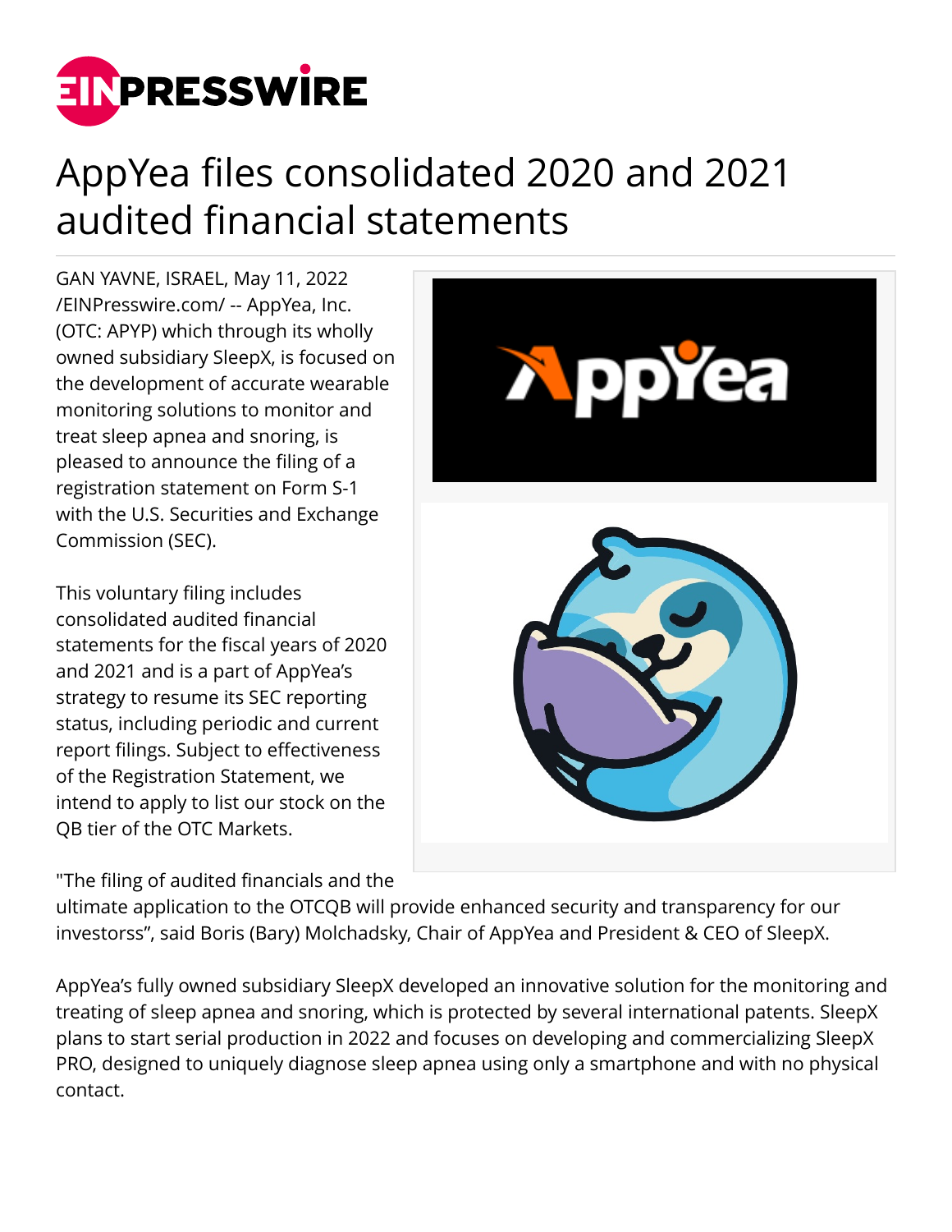# AppYea files consolidated 2020 and 2021 audited financial statements

GAN YAVNE, ISRAEL, May 11, 2022 /EINPresswire.com/ -- AppYea, Inc. (OTC: APYP) which through its wholly owned subsidiary SleepX, is focused on the development of accurate wearable monitoring solutions to monitor and treat sleep apnea and snoring, is pleased to announce the filing of a registration statement on Form S-1 with the U.S. Securities and Exchange Commission (SEC).

This voluntary filing includes consolidated audited financial statements for the fiscal years of 2020 and 2021 and is a part of AppYea's strategy to resume its SEC reporting status, including periodic and current report filings. Subject to effectiveness of the Registration Statement, we intend to apply to list our stock on the QB tier of the OTC Markets.

"The filing of audited financials and the ultimate application to the OTCQB will provide enhanced security and transparency for our investorss", said Boris (Bary) Molchadsky, Chair of AppYea and President & CEO of SleepX.

AppYea's fully owned subsidiary SleepX developed an innovative solution for the monitoring and treating of sleep apnea and snoring, which is protected by several international patents. SleepX plans to start serial production in 2022 and focuses on developing and commercializing SleepX PRO, designed to uniquely diagnose sleep apnea using only a smartphone and with no physical contact.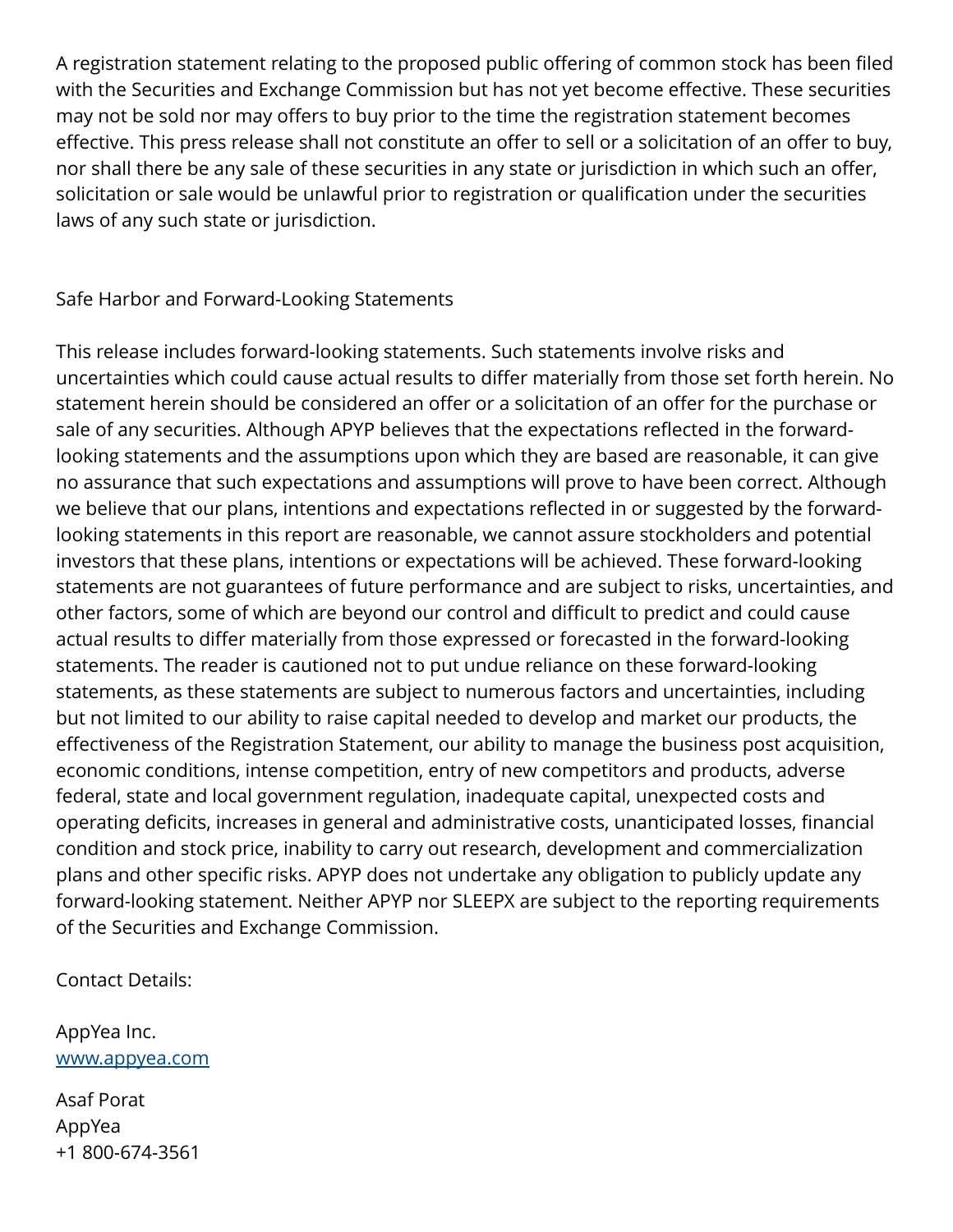A registration statement relating to the proposed public offering of common stock has been filed with the Securities and Exchange Commission but has not yet become effective. These securities may not be sold nor may offers to buy prior to the time the registration statement becomes effective. This press release shall not constitute an offer to sell or a solicitation of an offer to buy, nor shall there be any sale of these securities in any state or jurisdiction in which such an offer, solicitation or sale would be unlawful prior to registration or qualification under the securities laws of any such state or jurisdiction.

Safe Harbor and Forward-Looking Statements

This release includes forward-looking statements. Such statements involve risks and uncertainties which could cause actual results to differ materially from those set forth herein. No statement herein should be considered an offer or a solicitation of an offer for the purchase or sale of any securities. Although APYP believes that the expectations reflected in the forward-looking statements and the assumptions upon which they are based are reasonable, it can give no assurance that such expectations and assumptions will prove to have been correct. Although we believe that our plans, intentions and expectations reflected in or suggested by the forward-looking statements in this report are reasonable, we cannot assure stockholders and potential investors that these plans, intentions or expectations will be achieved. These forward-looking statements are not guarantees of future performance and are subject to risks, uncertainties, and other factors, some of which are beyond our control and difficult to predict and could cause actual results to differ materially from those expressed or forecasted in the forward-looking statements. The reader is cautioned not to put undue reliance on these forward-looking statements, as these statements are subject to numerous factors and uncertainties, including but not limited to our ability to raise capital needed to develop and market our products, the effectiveness of the Registration Statement, our ability to manage the business post acquisition, economic conditions, intense competition, entry of new competitors and products, adverse federal, state and local government regulation, inadequate capital, unexpected costs and operating deficits, increases in general and administrative costs, unanticipated losses, financial condition and stock price, inability to carry out research, development and commercialization plans and other specific risks. APYP does not undertake any obligation to publicly update any forward-looking statement. Neither APYP nor SLEEPX are subject to the reporting requirements of the Securities and Exchange Commission.

Contact Details:

AppYea Inc.
[www.appyea.com](http://www.appyea.com)

Asaf Porat
AppYea
+1 800-674-3561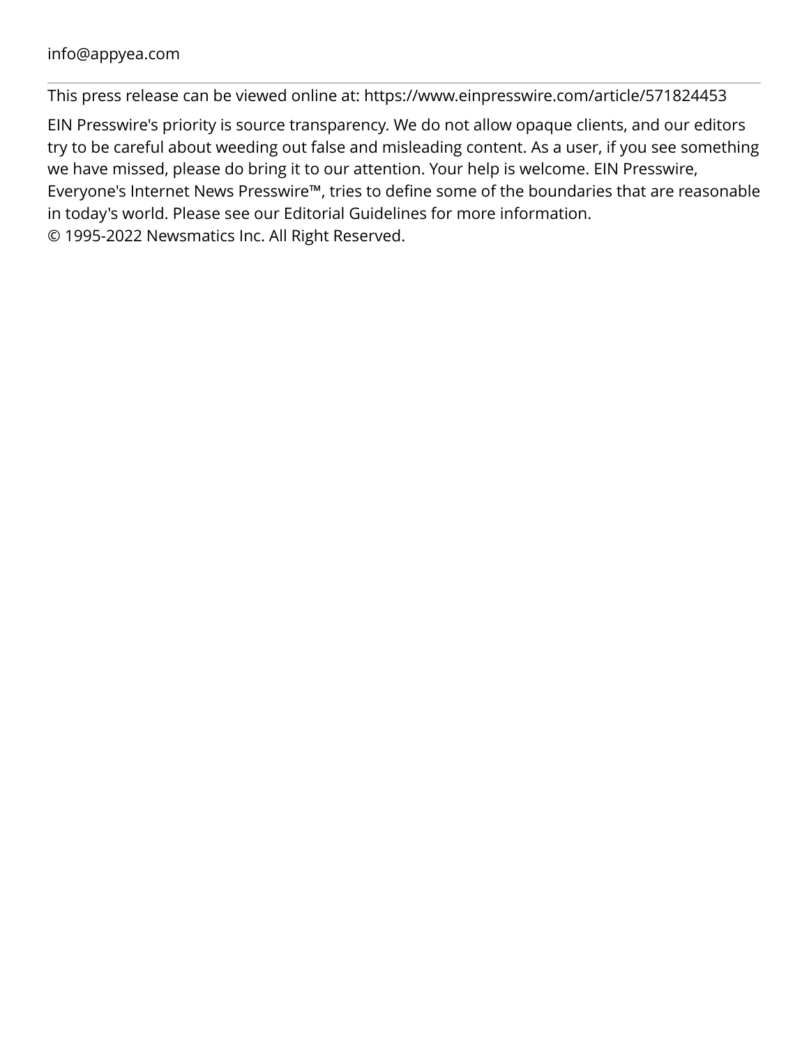info@appyea.com

---

This press release can be viewed online at: https://www.einpresswire.com/article/571824453

EIN Presswire's priority is source transparency. We do not allow opaque clients, and our editors try to be careful about weeding out false and misleading content. As a user, if you see something we have missed, please do bring it to our attention. Your help is welcome. EIN Presswire, Everyone's Internet News Presswire™, tries to define some of the boundaries that are reasonable in today's world. Please see our Editorial Guidelines for more information.
© 1995-2022 Newsmatics Inc. All Right Reserved.